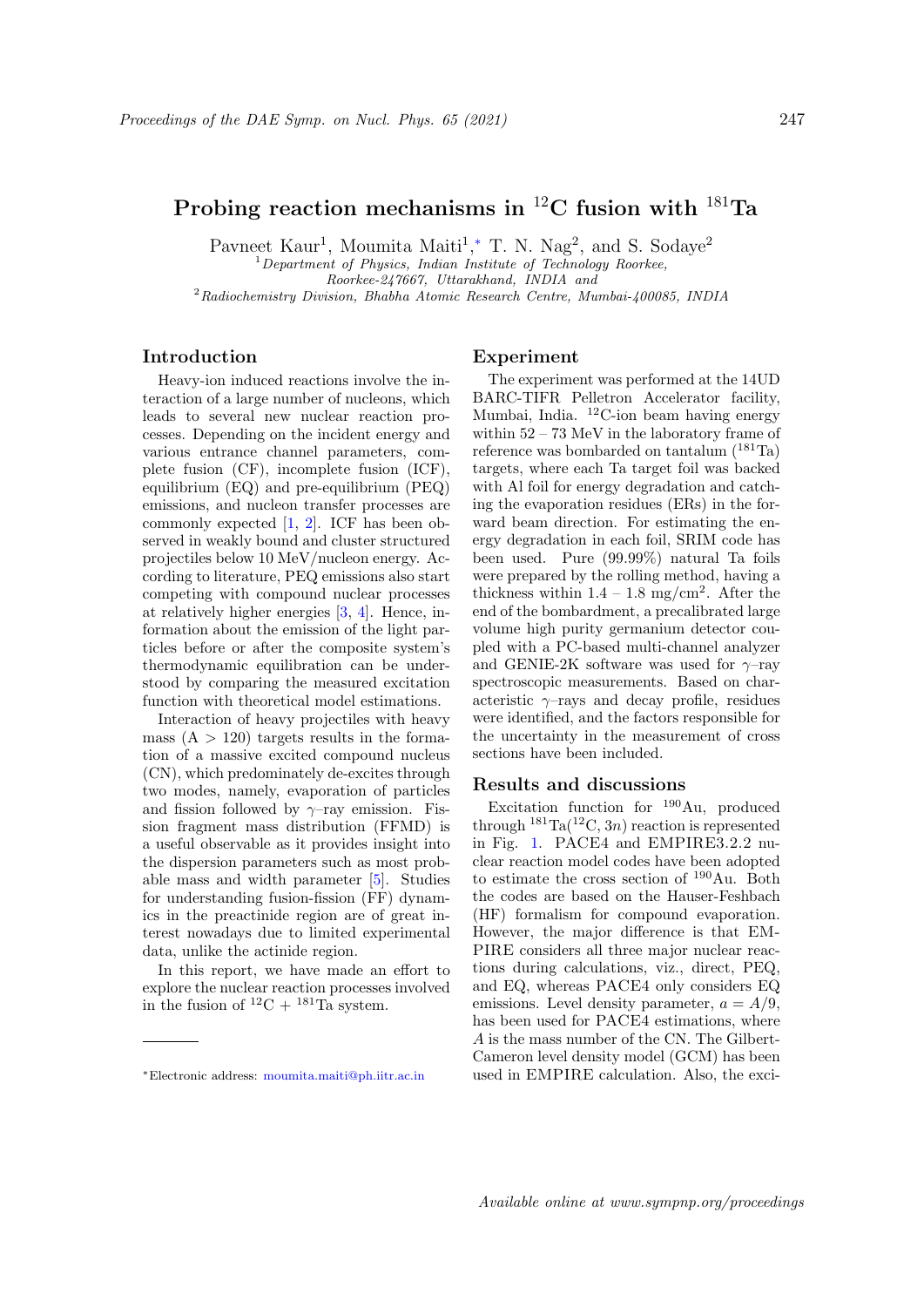# Probing reaction mechanisms in $^{12}$C fusion with $^{181}$Ta

Pavneet Kaur[1], Moumita Maiti[1,*] T. N. Nag[2], and S. Sodaye[2]

[1] *Department of Physics, Indian Institute of Technology Roorkee, Roorkee-247667, Uttarakhand, INDIA and*

[2] *Radiochemistry Division, Bhabha Atomic Research Centre, Mumbai-400085, INDIA*

## Introduction

Heavy-ion induced reactions involve the interaction of a large number of nucleons, which leads to several new nuclear reaction processes. Depending on the incident energy and various entrance channel parameters, complete fusion (CF), incomplete fusion (ICF), equilibrium (EQ) and pre-equilibrium (PEQ) emissions, and nucleon transfer processes are commonly expected [1, 2]. ICF has been observed in weakly bound and cluster structured projectiles below 10 MeV/nucleon energy. According to literature, PEQ emissions also start competing with compound nuclear processes at relatively higher energies [3, 4]. Hence, information about the emission of the light particles before or after the composite system's thermodynamic equilibration can be understood by comparing the measured excitation function with theoretical model estimations.

Interaction of heavy projectiles with heavy mass (A > 120) targets results in the formation of a massive excited compound nucleus (CN), which predominately de-excites through two modes, namely, evaporation of particles and fission followed by $\gamma$–ray emission. Fission fragment mass distribution (FFMD) is a useful observable as it provides insight into the dispersion parameters such as most probable mass and width parameter [5]. Studies for understanding fusion-fission (FF) dynamics in the preactinide region are of great interest nowadays due to limited experimental data, unlike the actinide region.

In this report, we have made an effort to explore the nuclear reaction processes involved in the fusion of $^{12}$C + $^{181}$Ta system.

## Experiment

The experiment was performed at the 14UD BARC-TIFR Pelletron Accelerator facility, Mumbai, India. $^{12}$C-ion beam having energy within 52 – 73 MeV in the laboratory frame of reference was bombarded on tantalum ($^{181}$Ta) targets, where each Ta target foil was backed with Al foil for energy degradation and catching the evaporation residues (ERs) in the forward beam direction. For estimating the energy degradation in each foil, SRIM code has been used. Pure (99.99%) natural Ta foils were prepared by the rolling method, having a thickness within 1.4 – 1.8 mg/cm$^2$. After the end of the bombardment, a precalibrated large volume high purity germanium detector coupled with a PC-based multi-channel analyzer and GENIE-2K software was used for $\gamma$–ray spectroscopic measurements. Based on characteristic $\gamma$–rays and decay profile, residues were identified, and the factors responsible for the uncertainty in the measurement of cross sections have been included.

## Results and discussions

Excitation function for $^{190}$Au, produced through $^{181}$Ta($^{12}$C, $3n$) reaction is represented in Fig. 1. PACE4 and EMPIRE3.2.2 nuclear reaction model codes have been adopted to estimate the cross section of $^{190}$Au. Both the codes are based on the Hauser-Feshbach (HF) formalism for compound evaporation. However, the major difference is that EMPIRE considers all three major nuclear reactions during calculations, viz., direct, PEQ, and EQ, whereas PACE4 only considers EQ emissions. Level density parameter, $a = A/9$, has been used for PACE4 estimations, where $A$ is the mass number of the CN. The Gilbert-Cameron level density model (GCM) has been used in EMPIRE calculation. Also, the exci-

*Electronic address: moumita.maiti@ph.iitr.ac.in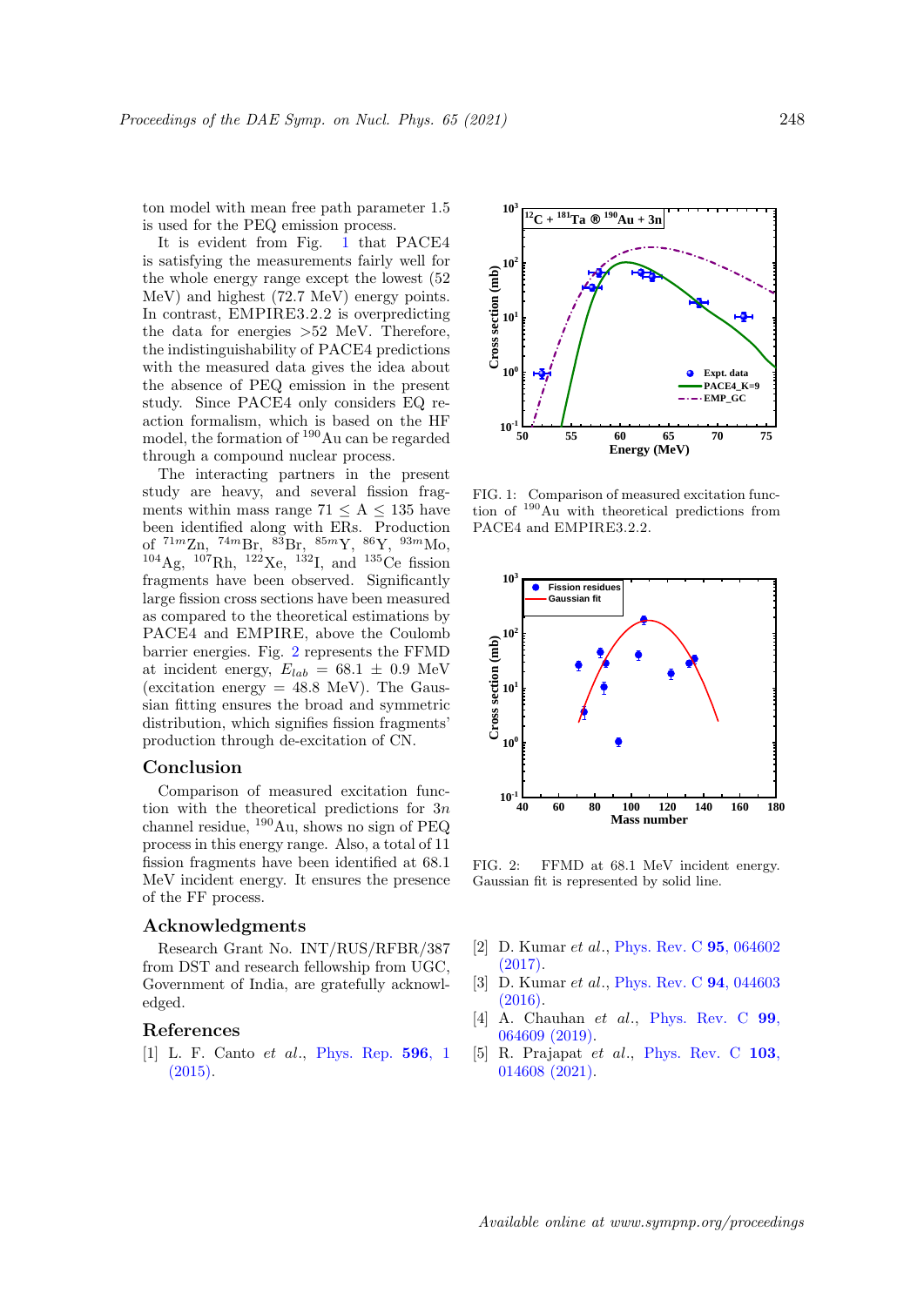ton model with mean free path parameter 1.5 is used for the PEQ emission process.

It is evident from Fig. 1 that PACE4 is satisfying the measurements fairly well for the whole energy range except the lowest (52 MeV) and highest (72.7 MeV) energy points. In contrast, EMPIRE3.2.2 is overpredicting the data for energies >52 MeV. Therefore, the indistinguishability of PACE4 predictions with the measured data gives the idea about the absence of PEQ emission in the present study. Since PACE4 only considers EQ reaction formalism, which is based on the HF model, the formation of $^{190}$Au can be regarded through a compound nuclear process.

The interacting partners in the present study are heavy, and several fission fragments within mass range 71 ≤ A ≤ 135 have been identified along with ERs. Production of $^{71m}$Zn, $^{74m}$Br, $^{83}$Br, $^{85m}$Y, $^{86}$Y, $^{93m}$Mo, $^{104}$Ag, $^{107}$Rh, $^{122}$Xe, $^{132}$I, and $^{135}$Ce fission fragments have been observed. Significantly large fission cross sections have been measured as compared to the theoretical estimations by PACE4 and EMPIRE, above the Coulomb barrier energies. Fig. 2 represents the FFMD at incident energy, $E_{lab}$ = 68.1 ± 0.9 MeV (excitation energy = 48.8 MeV). The Gaussian fitting ensures the broad and symmetric distribution, which signifies fission fragments' production through de-excitation of CN.

## Conclusion

Comparison of measured excitation function with the theoretical predictions for $3n$ channel residue, $^{190}$Au, shows no sign of PEQ process in this energy range. Also, a total of 11 fission fragments have been identified at 68.1 MeV incident energy. It ensures the presence of the FF process.

## Acknowledgments

Research Grant No. INT/RUS/RFBR/387 from DST and research fellowship from UGC, Government of India, are gratefully acknowledged.

## References

[1] L. F. Canto *et al.*, Phys. Rep. **596**, 1 (2015).

$^{12}$C + $^{181}$Ta ® $^{190}$Au + 3n

Cross section (mb)

Energy (MeV)

Expt. data

PACE4_K=9

EMP_GC

FIG. 1: Comparison of measured excitation function of $^{190}$Au with theoretical predictions from PACE4 and EMPIRE3.2.2.

Fission residues

Gaussian fit

Cross section (mb)

Mass number

FIG. 2: FFMD at 68.1 MeV incident energy. Gaussian fit is represented by solid line.

[2] D. Kumar *et al.*, Phys. Rev. C **95**, 064602 (2017).

[3] D. Kumar *et al.*, Phys. Rev. C **94**, 044603 (2016).

[4] A. Chauhan *et al.*, Phys. Rev. C **99**, 064609 (2019).

[5] R. Prajapat *et al.*, Phys. Rev. C **103**, 014608 (2021).